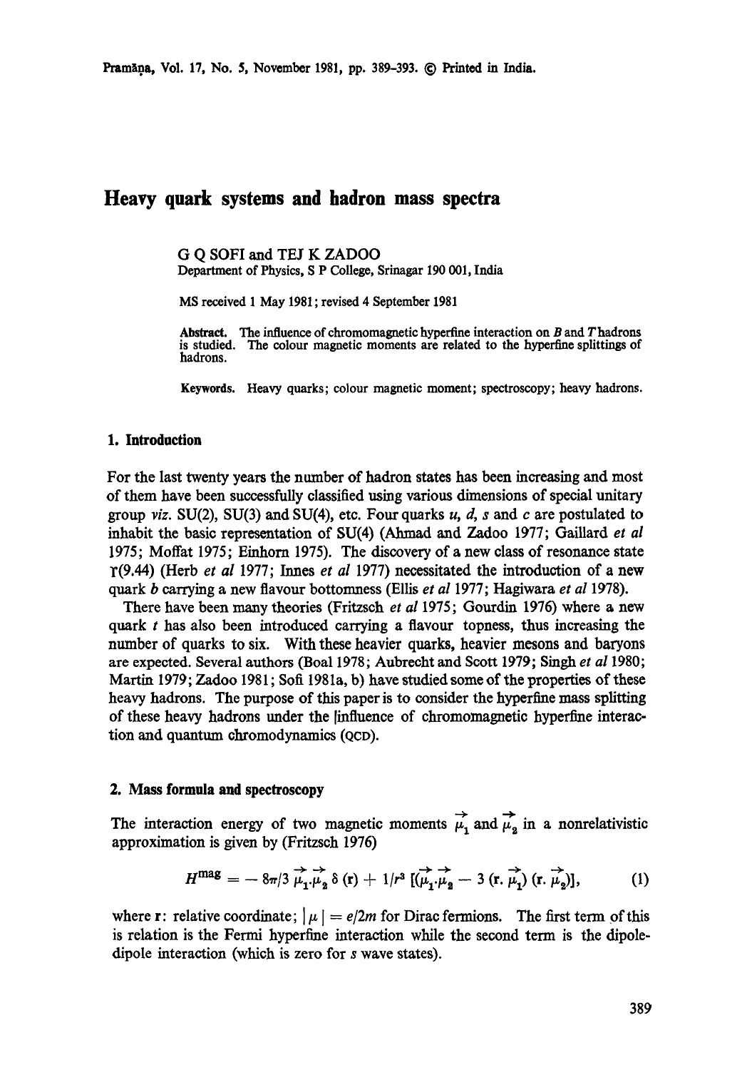# Heavy quark systems and hadron mass spectra

G Q SOFI and TEJ K ZADOO

Department of Physics, S P College, Srinagar 190 001, India

MS received 1 May 1981; revised 4 September 1981

**Abstract.** The influence of chromomagnetic hyperfine interaction on $B$ and $T$ hadrons is studied. The colour magnetic moments are related to the hyperfine splittings of hadrons.

**Keywords.** Heavy quarks; colour magnetic moment; spectroscopy; heavy hadrons.

## 1. Introduction

For the last twenty years the number of hadron states has been increasing and most of them have been successfully classified using various dimensions of special unitary group *viz.* SU(2), SU(3) and SU(4), etc. Four quarks $u$, $d$, $s$ and $c$ are postulated to inhabit the basic representation of SU(4) (Ahmad and Zadoo 1977; Gaillard *et al* 1975; Moffat 1975; Einhorn 1975). The discovery of a new class of resonance state $\Upsilon(9.44)$ (Herb *et al* 1977; Innes *et al* 1977) necessitated the introduction of a new quark $b$ carrying a new flavour bottomness (Ellis *et al* 1977; Hagiwara *et al* 1978).

There have been many theories (Fritzsch *et al* 1975; Gourdin 1976) where a new quark $t$ has also been introduced carrying a flavour topness, thus increasing the number of quarks to six. With these heavier quarks, heavier mesons and baryons are expected. Several authors (Boal 1978; Aubrecht and Scott 1979; Singh *et al* 1980; Martin 1979; Zadoo 1981; Sofi 1981a, b) have studied some of the properties of these heavy hadrons. The purpose of this paper is to consider the hyperfine mass splitting of these heavy hadrons under the influence of chromomagnetic hyperfine interaction and quantum chromodynamics (QCD).

## 2. Mass formula and spectroscopy

The interaction energy of two magnetic moments $\vec{\mu}_1$ and $\vec{\mu}_2$ in a nonrelativistic approximation is given by (Fritzsch 1976)

$$H^{\text{mag}} = -8\pi/3\ \vec{\mu}_1 \cdot \vec{\mu}_2\ \delta(\mathbf{r}) + 1/r^3\ [(\vec{\mu}_1 \cdot \vec{\mu}_2 - 3\ (\mathbf{r} \cdot \vec{\mu}_1)\ (\mathbf{r} \cdot \vec{\mu}_2)], \tag{1}$$

where $\mathbf{r}$: relative coordinate; $|\mu| = e/2m$ for Dirac fermions. The first term of this is relation is the Fermi hyperfine interaction while the second term is the dipole-dipole interaction (which is zero for $s$ wave states).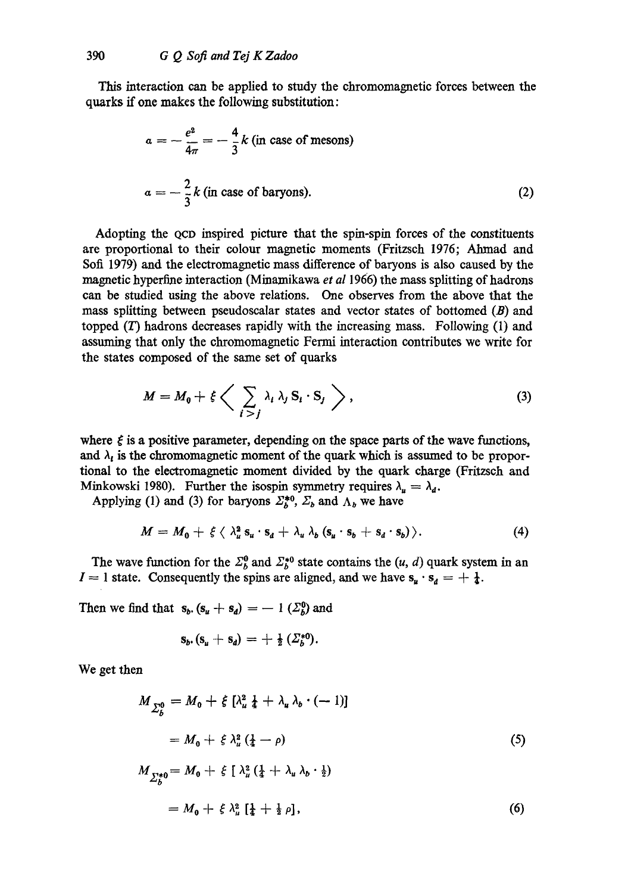This interaction can be applied to study the chromomagnetic forces between the quarks if one makes the following substitution:

$$a = -\frac{e^2}{4\pi} = -\frac{4}{3}k \text{ (in case of mesons)}$$

$$a = -\frac{2}{3}k \text{ (in case of baryons).} \tag{2}$$

Adopting the QCD inspired picture that the spin-spin forces of the constituents are proportional to their colour magnetic moments (Fritzsch 1976; Ahmad and Sofi 1979) and the electromagnetic mass difference of baryons is also caused by the magnetic hyperfine interaction (Minamikawa *et al* 1966) the mass splitting of hadrons can be studied using the above relations. One observes from the above that the mass splitting between pseudoscalar states and vector states of bottomed ($B$) and topped ($T$) hadrons decreases rapidly with the increasing mass. Following (1) and assuming that only the chromomagnetic Fermi interaction contributes we write for the states composed of the same set of quarks

$$M = M_0 + \xi \left\langle \sum_{i>j} \lambda_i \lambda_j \mathbf{S}_i \cdot \mathbf{S}_j \right\rangle, \tag{3}$$

where $\xi$ is a positive parameter, depending on the space parts of the wave functions, and $\lambda_i$ is the chromomagnetic moment of the quark which is assumed to be proportional to the electromagnetic moment divided by the quark charge (Fritzsch and Minkowski 1980). Further the isospin symmetry requires $\lambda_u = \lambda_d$.

Applying (1) and (3) for baryons $\Sigma_b^{*0}$, $\Sigma_b$ and $\Lambda_b$ we have

$$M = M_0 + \xi \langle \lambda_u^2 \mathbf{s}_u \cdot \mathbf{s}_d + \lambda_u \lambda_b (\mathbf{s}_u \cdot \mathbf{s}_b + \mathbf{s}_d \cdot \mathbf{s}_b) \rangle. \tag{4}$$

The wave function for the $\Sigma_b^0$ and $\Sigma_b^{*0}$ state contains the $(u, d)$ quark system in an $I = 1$ state. Consequently the spins are aligned, and we have $\mathbf{s}_u \cdot \mathbf{s}_d = +\frac{1}{4}$.

Then we find that $\mathbf{s}_b \cdot (\mathbf{s}_u + \mathbf{s}_d) = -1$ ($\Sigma_b^0$) and

$$\mathbf{s}_b \cdot (\mathbf{s}_u + \mathbf{s}_d) = +\tfrac{1}{2} \ (\Sigma_b^{*0}).$$

We get then

$$M_{\Sigma_b^0} = M_0 + \xi \left[\lambda_u^2 \tfrac{1}{4} + \lambda_u \lambda_b \cdot (-1)\right]$$

$$= M_0 + \xi \lambda_u^2 \left(\tfrac{1}{4} - \rho\right) \tag{5}$$

$$M_{\Sigma_b^{*0}} = M_0 + \xi \left[\lambda_u^2 \left(\tfrac{1}{4} + \lambda_u \lambda_b \cdot \tfrac{1}{2}\right)\right.$$

$$= M_0 + \xi \lambda_u^2 \left[\tfrac{1}{4} + \tfrac{1}{2}\rho\right], \tag{6}$$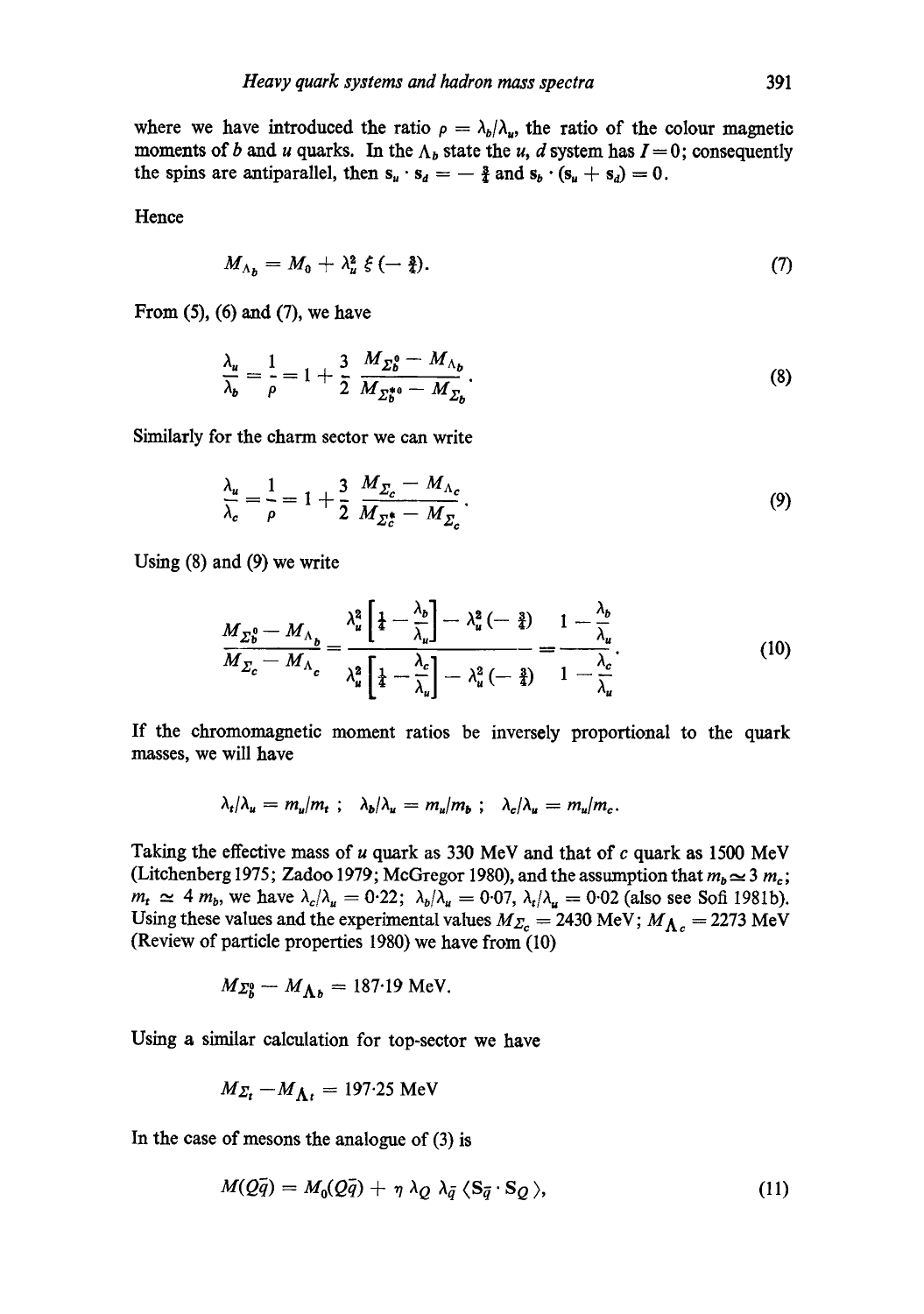where we have introduced the ratio $\rho = \lambda_b/\lambda_u$, the ratio of the colour magnetic moments of $b$ and $u$ quarks. In the $\Lambda_b$ state the $u$, $d$ system has $I = 0$; consequently the spins are antiparallel, then $\mathbf{s}_u \cdot \mathbf{s}_d = -\frac{3}{4}$ and $\mathbf{s}_b \cdot (\mathbf{s}_u + \mathbf{s}_d) = 0$.

Hence

$$M_{\Lambda_b} = M_0 + \lambda_u^2 \, \xi \left(-\tfrac{3}{4}\right). \tag{7}$$

From (5), (6) and (7), we have

$$\frac{\lambda_u}{\lambda_b} = \frac{1}{\rho} = 1 + \frac{3}{2} \, \frac{M_{\Sigma_b^0} - M_{\Lambda_b}}{M_{\Sigma_b^{*0}} - M_{\Sigma_b}}. \tag{8}$$

Similarly for the charm sector we can write

$$\frac{\lambda_u}{\lambda_c} = \frac{1}{\rho} = 1 + \frac{3}{2} \, \frac{M_{\Sigma_c} - M_{\Lambda_c}}{M_{\Sigma_c^*} - M_{\Sigma_c}}. \tag{9}$$

Using (8) and (9) we write

$$\frac{M_{\Sigma_b^0} - M_{\Lambda_b}}{M_{\Sigma_c} - M_{\Lambda_c}} = \frac{\lambda_u^2 \left[\frac{1}{4} - \frac{\lambda_b}{\lambda_u}\right] - \lambda_u^2 \left(-\frac{3}{4}\right)}{\lambda_u^2 \left[\frac{1}{4} - \frac{\lambda_c}{\lambda_u}\right] - \lambda_u^2 \left(-\frac{3}{4}\right)} = \frac{1 - \frac{\lambda_b}{\lambda_u}}{1 - \frac{\lambda_c}{\lambda_u}}. \tag{10}$$

If the chromomagnetic moment ratios be inversely proportional to the quark masses, we will have

$$\lambda_t/\lambda_u = m_u/m_t \; ; \quad \lambda_b/\lambda_u = m_u/m_b \; ; \quad \lambda_c/\lambda_u = m_u/m_c .$$

Taking the effective mass of $u$ quark as 330 MeV and that of $c$ quark as 1500 MeV (Litchenberg 1975; Zadoo 1979; McGregor 1980), and the assumption that $m_b \simeq 3\, m_c$; $m_t \simeq 4\, m_b$, we have $\lambda_c/\lambda_u = 0{\cdot}22$; $\lambda_b/\lambda_u = 0{\cdot}07$, $\lambda_t/\lambda_u = 0{\cdot}02$ (also see Sofi 1981b). Using these values and the experimental values $M_{\Sigma_c} = 2430$ MeV; $M_{\Lambda_c} = 2273$ MeV (Review of particle properties 1980) we have from (10)

$$M_{\Sigma_b^0} - M_{\Lambda_b} = 187{\cdot}19 \text{ MeV}.$$

Using a similar calculation for top-sector we have

$$M_{\Sigma_t} - M_{\Lambda_t} = 197{\cdot}25 \text{ MeV}$$

In the case of mesons the analogue of (3) is

$$M(Q\bar{q}) = M_0(Q\bar{q}) + \eta \, \lambda_Q \, \lambda_{\bar{q}} \, \langle \mathbf{S}_{\bar{q}} \cdot \mathbf{S}_Q \rangle, \tag{11}$$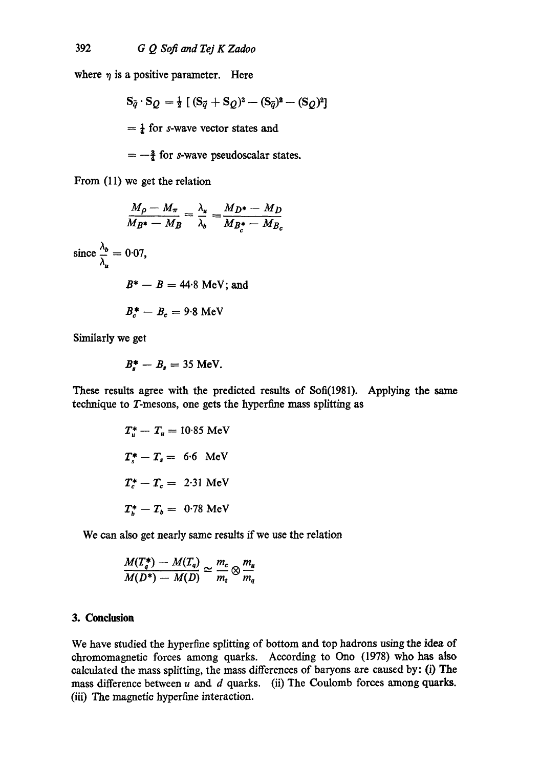where $\eta$ is a positive parameter. Here

$$\mathbf{S}_{\bar{q}} \cdot \mathbf{S}_Q = \tfrac{1}{2} [ (\mathbf{S}_{\bar{q}} + \mathbf{S}_Q)^2 - (\mathbf{S}_{\bar{q}})^2 - (\mathbf{S}_Q)^2]$$

$= \frac{1}{4}$ for $s$-wave vector states and

$= -\frac{3}{4}$ for $s$-wave pseudoscalar states.

From (11) we get the relation

$$\frac{M_\rho - M_\pi}{M_{B^*} - M_B} = \frac{\lambda_u}{\lambda_b} = \frac{M_{D^*} - M_D}{M_{B_c^*} - M_{B_c}}$$

since $\dfrac{\lambda_b}{\lambda_u} = 0{\cdot}07$,

$$B^* - B = 44{\cdot}8 \text{ MeV; and}$$

$$B_c^* - B_c = 9{\cdot}8 \text{ MeV}$$

Similarly we get

$$B_s^* - B_s = 35 \text{ MeV}.$$

These results agree with the predicted results of Sofi(1981). Applying the same technique to $T$-mesons, one gets the hyperfine mass splitting as

$$T_u^* - T_u = 10{\cdot}85 \text{ MeV}$$

$$T_s^* - T_s = 6{\cdot}6 \text{ MeV}$$

$$T_c^* - T_c = 2{\cdot}31 \text{ MeV}$$

$$T_b^* - T_b = 0{\cdot}78 \text{ MeV}$$

We can also get nearly same results if we use the relation

$$\frac{M(T_q^*) - M(T_q)}{M(D^*) - M(D)} \simeq \frac{m_c}{m_t} \otimes \frac{m_u}{m_q}$$

## 3. Conclusion

We have studied the hyperfine splitting of bottom and top hadrons using the idea of chromomagnetic forces among quarks. According to Ono (1978) who has also calculated the mass splitting, the mass differences of baryons are caused by: (i) The mass difference between $u$ and $d$ quarks. (ii) The Coulomb forces among quarks. (iii) The magnetic hyperfine interaction.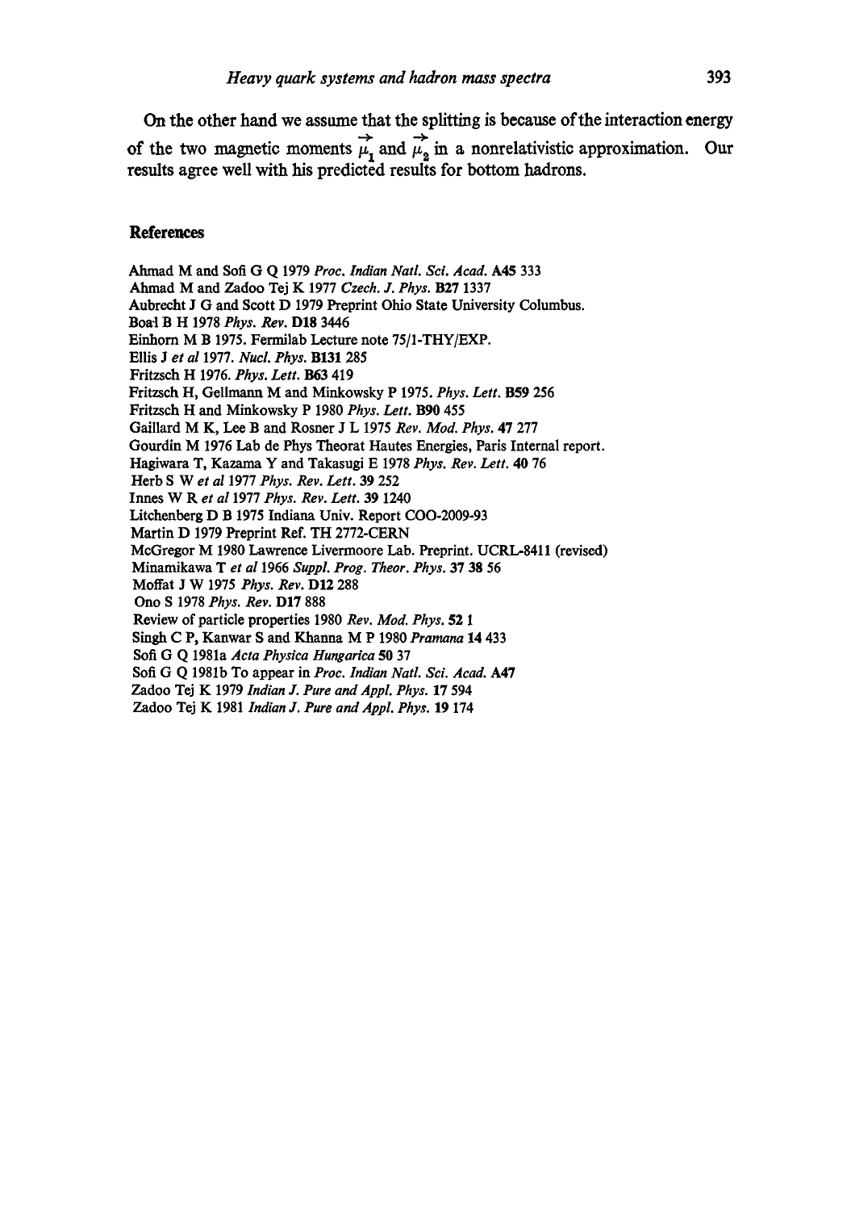On the other hand we assume that the splitting is because of the interaction energy of the two magnetic moments $\vec{\mu}_1$ and $\vec{\mu}_2$ in a nonrelativistic approximation. Our results agree well with his predicted results for bottom hadrons.

## References

Ahmad M and Sofi G Q 1979 *Proc. Indian Natl. Sci. Acad.* **A45** 333
Ahmad M and Zadoo Tej K 1977 *Czech. J. Phys.* **B27** 1337
Aubrecht J G and Scott D 1979 Preprint Ohio State University Columbus.
Boal B H 1978 *Phys. Rev.* **D18** 3446
Einhorn M B 1975. Fermilab Lecture note 75/1-THY/EXP.
Ellis J *et al* 1977. *Nucl. Phys.* **B131** 285
Fritzsch H 1976. *Phys. Lett.* **B63** 419
Fritzsch H, Gellmann M and Minkowsky P 1975. *Phys. Lett.* **B59** 256
Fritzsch H and Minkowsky P 1980 *Phys. Lett.* **B90** 455
Gaillard M K, Lee B and Rosner J L 1975 *Rev. Mod. Phys.* **47** 277
Gourdin M 1976 Lab de Phys Theorat Hautes Energies, Paris Internal report.
Hagiwara T, Kazama Y and Takasugi E 1978 *Phys. Rev. Lett.* **40** 76
Herb S W *et al* 1977 *Phys. Rev. Lett.* **39** 252
Innes W R *et al* 1977 *Phys. Rev. Lett.* **39** 1240
Litchenberg D B 1975 Indiana Univ. Report COO-2009-93
Martin D 1979 Preprint Ref. TH 2772-CERN
McGregor M 1980 Lawrence Livermoore Lab. Preprint. UCRL-8411 (revised)
Minamikawa T *et al* 1966 *Suppl. Prog. Theor. Phys.* **37 38** 56
Moffat J W 1975 *Phys. Rev.* **D12** 288
Ono S 1978 *Phys. Rev.* **D17** 888
Review of particle properties 1980 *Rev. Mod. Phys.* **52** 1
Singh C P, Kanwar S and Khanna M P 1980 *Pramana* **14** 433
Sofi G Q 1981a *Acta Physica Hungarica* **50** 37
Sofi G Q 1981b To appear in *Proc. Indian Natl. Sci. Acad.* **A47**
Zadoo Tej K 1979 *Indian J. Pure and Appl. Phys.* **17** 594
Zadoo Tej K 1981 *Indian J. Pure and Appl. Phys.* **19** 174